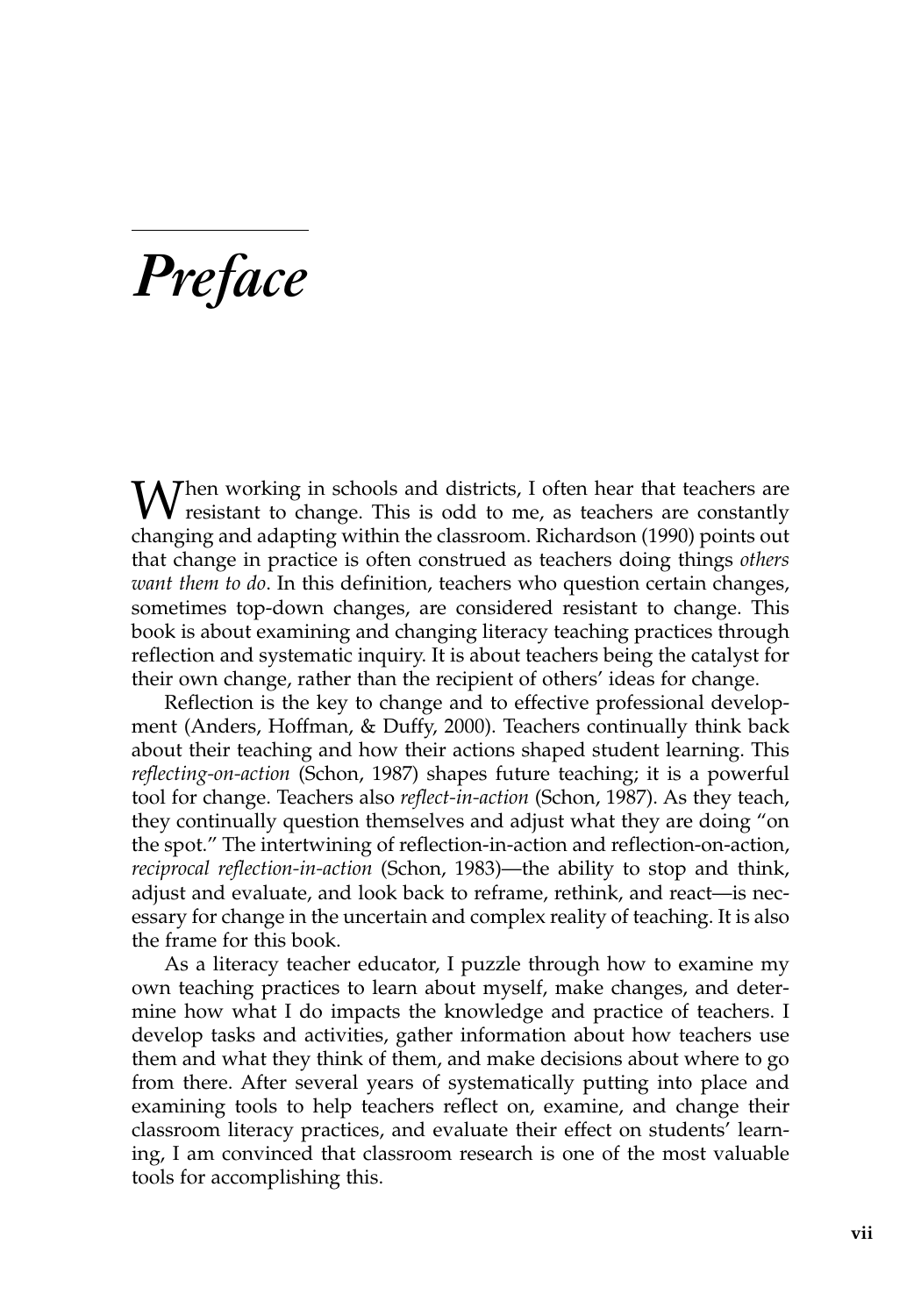# *Preface*

When working in schools and districts, I often hear that teachers are resistant to change. This is odd to me, as teachers are constantly changing and adapting within the classroom. Richardson (1990) points out that change in practice is often construed as teachers doing things *others want them to do*. In this definition, teachers who question certain changes, sometimes top-down changes, are considered resistant to change. This book is about examining and changing literacy teaching practices through reflection and systematic inquiry. It is about teachers being the catalyst for their own change, rather than the recipient of others' ideas for change.

Reflection is the key to change and to effective professional development (Anders, Hoffman, & Duffy, 2000). Teachers continually think back about their teaching and how their actions shaped student learning. This *reflecting-on-action* (Schon, 1987) shapes future teaching; it is a powerful tool for change. Teachers also *reflect-in-action* (Schon, 1987). As they teach, they continually question themselves and adjust what they are doing "on the spot." The intertwining of reflection-in-action and reflection-on-action, *reciprocal reflection-in-action* (Schon, 1983)—the ability to stop and think, adjust and evaluate, and look back to reframe, rethink, and react—is necessary for change in the uncertain and complex reality of teaching. It is also the frame for this book.

As a literacy teacher educator, I puzzle through how to examine my own teaching practices to learn about myself, make changes, and determine how what I do impacts the knowledge and practice of teachers. I develop tasks and activities, gather information about how teachers use them and what they think of them, and make decisions about where to go from there. After several years of systematically putting into place and examining tools to help teachers reflect on, examine, and change their classroom literacy practices, and evaluate their effect on students' learning, I am convinced that classroom research is one of the most valuable tools for accomplishing this.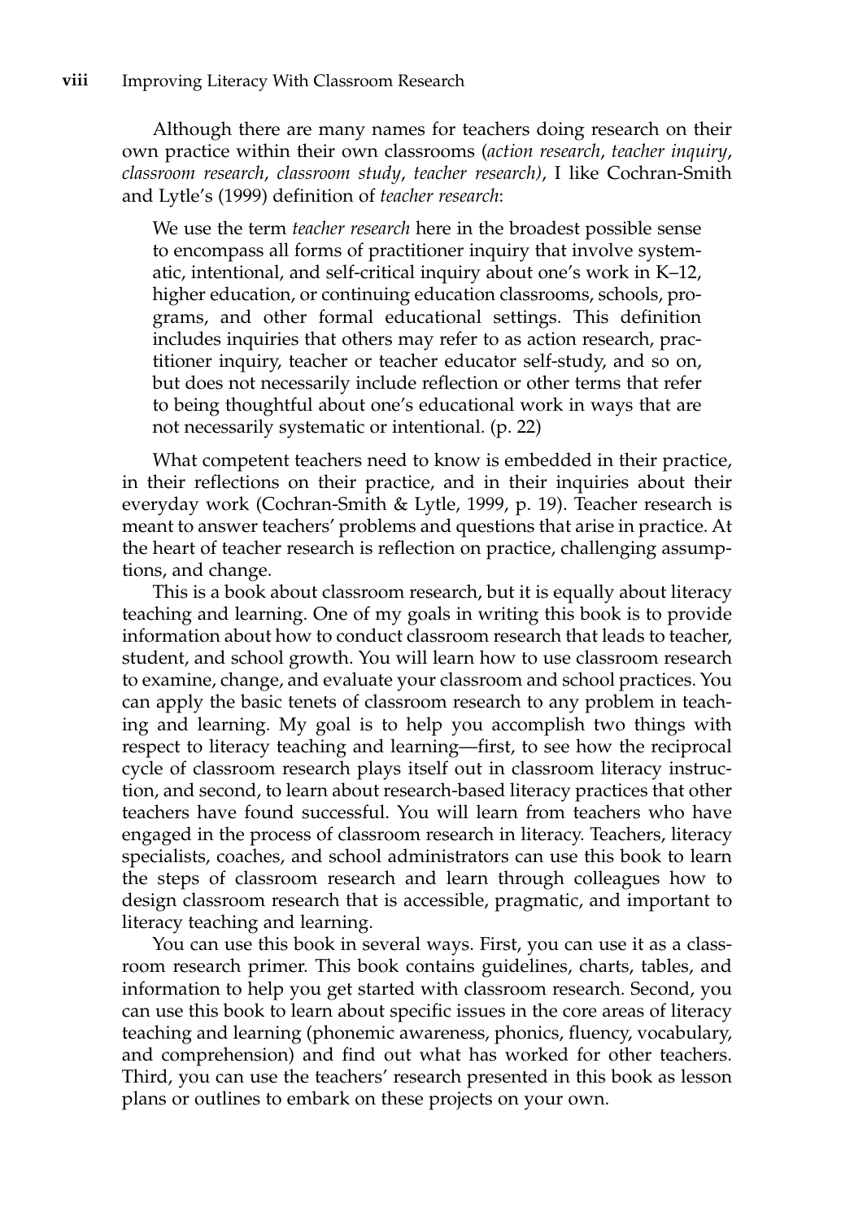Although there are many names for teachers doing research on their own practice within their own classrooms (*action research*, *teacher inquiry*, *classroom research*, *classroom study*, *teacher research)*, I like Cochran-Smith and Lytle's (1999) definition of *teacher research*:

> We use the term *teacher research* here in the broadest possible sense to encompass all forms of practitioner inquiry that involve systematic, intentional, and self-critical inquiry about one's work in K–12, higher education, or continuing education classrooms, schools, programs, and other formal educational settings. This definition includes inquiries that others may refer to as action research, practitioner inquiry, teacher or teacher educator self-study, and so on, but does not necessarily include reflection or other terms that refer to being thoughtful about one's educational work in ways that are not necessarily systematic or intentional. (p. 22)

What competent teachers need to know is embedded in their practice, in their reflections on their practice, and in their inquiries about their everyday work (Cochran-Smith & Lytle, 1999, p. 19). Teacher research is meant to answer teachers' problems and questions that arise in practice. At the heart of teacher research is reflection on practice, challenging assumptions, and change.

This is a book about classroom research, but it is equally about literacy teaching and learning. One of my goals in writing this book is to provide information about how to conduct classroom research that leads to teacher, student, and school growth. You will learn how to use classroom research to examine, change, and evaluate your classroom and school practices. You can apply the basic tenets of classroom research to any problem in teaching and learning. My goal is to help you accomplish two things with respect to literacy teaching and learning—first, to see how the reciprocal cycle of classroom research plays itself out in classroom literacy instruction, and second, to learn about research-based literacy practices that other teachers have found successful. You will learn from teachers who have engaged in the process of classroom research in literacy. Teachers, literacy specialists, coaches, and school administrators can use this book to learn the steps of classroom research and learn through colleagues how to design classroom research that is accessible, pragmatic, and important to literacy teaching and learning.

You can use this book in several ways. First, you can use it as a classroom research primer. This book contains guidelines, charts, tables, and information to help you get started with classroom research. Second, you can use this book to learn about specific issues in the core areas of literacy teaching and learning (phonemic awareness, phonics, fluency, vocabulary, and comprehension) and find out what has worked for other teachers. Third, you can use the teachers' research presented in this book as lesson plans or outlines to embark on these projects on your own.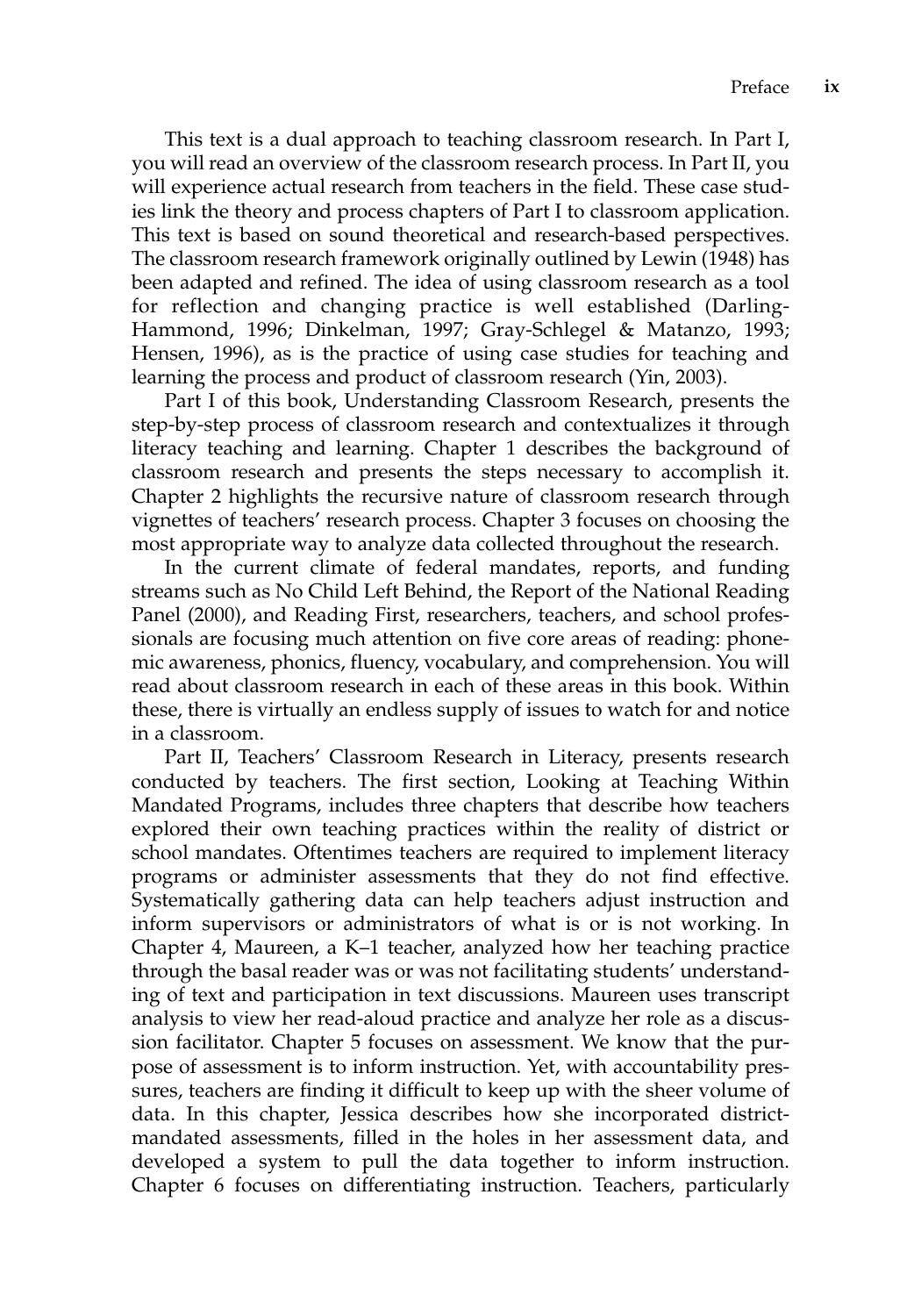This text is a dual approach to teaching classroom research. In Part I, you will read an overview of the classroom research process. In Part II, you will experience actual research from teachers in the field. These case studies link the theory and process chapters of Part I to classroom application. This text is based on sound theoretical and research-based perspectives. The classroom research framework originally outlined by Lewin (1948) has been adapted and refined. The idea of using classroom research as a tool for reflection and changing practice is well established (Darling-Hammond, 1996; Dinkelman, 1997; Gray-Schlegel & Matanzo, 1993; Hensen, 1996), as is the practice of using case studies for teaching and learning the process and product of classroom research (Yin, 2003).

Part I of this book, Understanding Classroom Research, presents the step-by-step process of classroom research and contextualizes it through literacy teaching and learning. Chapter 1 describes the background of classroom research and presents the steps necessary to accomplish it. Chapter 2 highlights the recursive nature of classroom research through vignettes of teachers' research process. Chapter 3 focuses on choosing the most appropriate way to analyze data collected throughout the research.

In the current climate of federal mandates, reports, and funding streams such as No Child Left Behind, the Report of the National Reading Panel (2000), and Reading First, researchers, teachers, and school professionals are focusing much attention on five core areas of reading: phonemic awareness, phonics, fluency, vocabulary, and comprehension. You will read about classroom research in each of these areas in this book. Within these, there is virtually an endless supply of issues to watch for and notice in a classroom.

Part II, Teachers' Classroom Research in Literacy, presents research conducted by teachers. The first section, Looking at Teaching Within Mandated Programs, includes three chapters that describe how teachers explored their own teaching practices within the reality of district or school mandates. Oftentimes teachers are required to implement literacy programs or administer assessments that they do not find effective. Systematically gathering data can help teachers adjust instruction and inform supervisors or administrators of what is or is not working. In Chapter 4, Maureen, a K–1 teacher, analyzed how her teaching practice through the basal reader was or was not facilitating students' understanding of text and participation in text discussions. Maureen uses transcript analysis to view her read-aloud practice and analyze her role as a discussion facilitator. Chapter 5 focuses on assessment. We know that the purpose of assessment is to inform instruction. Yet, with accountability pressures, teachers are finding it difficult to keep up with the sheer volume of data. In this chapter, Jessica describes how she incorporated district-mandated assessments, filled in the holes in her assessment data, and developed a system to pull the data together to inform instruction. Chapter 6 focuses on differentiating instruction. Teachers, particularly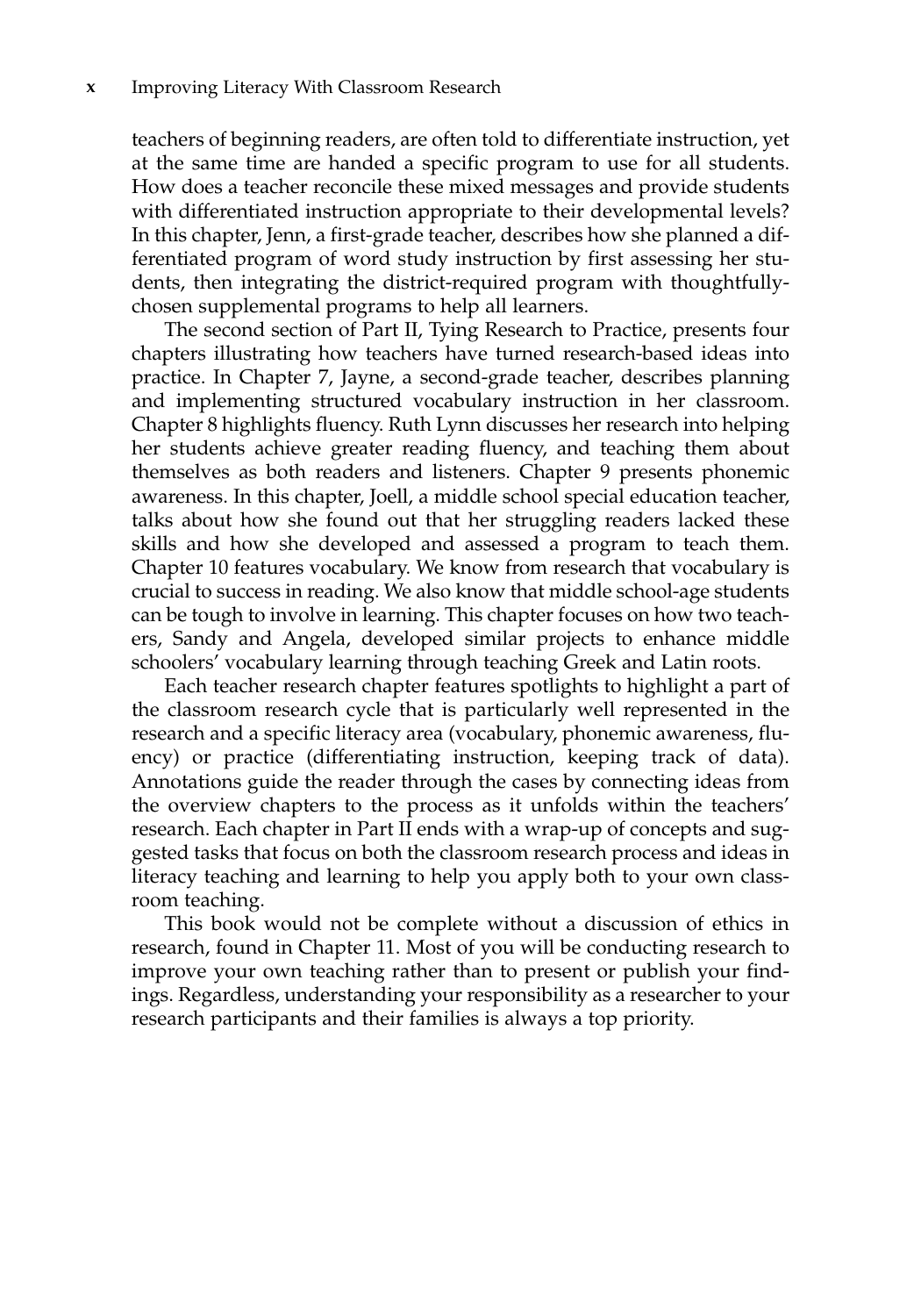teachers of beginning readers, are often told to differentiate instruction, yet at the same time are handed a specific program to use for all students. How does a teacher reconcile these mixed messages and provide students with differentiated instruction appropriate to their developmental levels? In this chapter, Jenn, a first-grade teacher, describes how she planned a differentiated program of word study instruction by first assessing her students, then integrating the district-required program with thoughtfully-chosen supplemental programs to help all learners.

The second section of Part II, Tying Research to Practice, presents four chapters illustrating how teachers have turned research-based ideas into practice. In Chapter 7, Jayne, a second-grade teacher, describes planning and implementing structured vocabulary instruction in her classroom. Chapter 8 highlights fluency. Ruth Lynn discusses her research into helping her students achieve greater reading fluency, and teaching them about themselves as both readers and listeners. Chapter 9 presents phonemic awareness. In this chapter, Joell, a middle school special education teacher, talks about how she found out that her struggling readers lacked these skills and how she developed and assessed a program to teach them. Chapter 10 features vocabulary. We know from research that vocabulary is crucial to success in reading. We also know that middle school-age students can be tough to involve in learning. This chapter focuses on how two teachers, Sandy and Angela, developed similar projects to enhance middle schoolers' vocabulary learning through teaching Greek and Latin roots.

Each teacher research chapter features spotlights to highlight a part of the classroom research cycle that is particularly well represented in the research and a specific literacy area (vocabulary, phonemic awareness, fluency) or practice (differentiating instruction, keeping track of data). Annotations guide the reader through the cases by connecting ideas from the overview chapters to the process as it unfolds within the teachers' research. Each chapter in Part II ends with a wrap-up of concepts and suggested tasks that focus on both the classroom research process and ideas in literacy teaching and learning to help you apply both to your own classroom teaching.

This book would not be complete without a discussion of ethics in research, found in Chapter 11. Most of you will be conducting research to improve your own teaching rather than to present or publish your findings. Regardless, understanding your responsibility as a researcher to your research participants and their families is always a top priority.